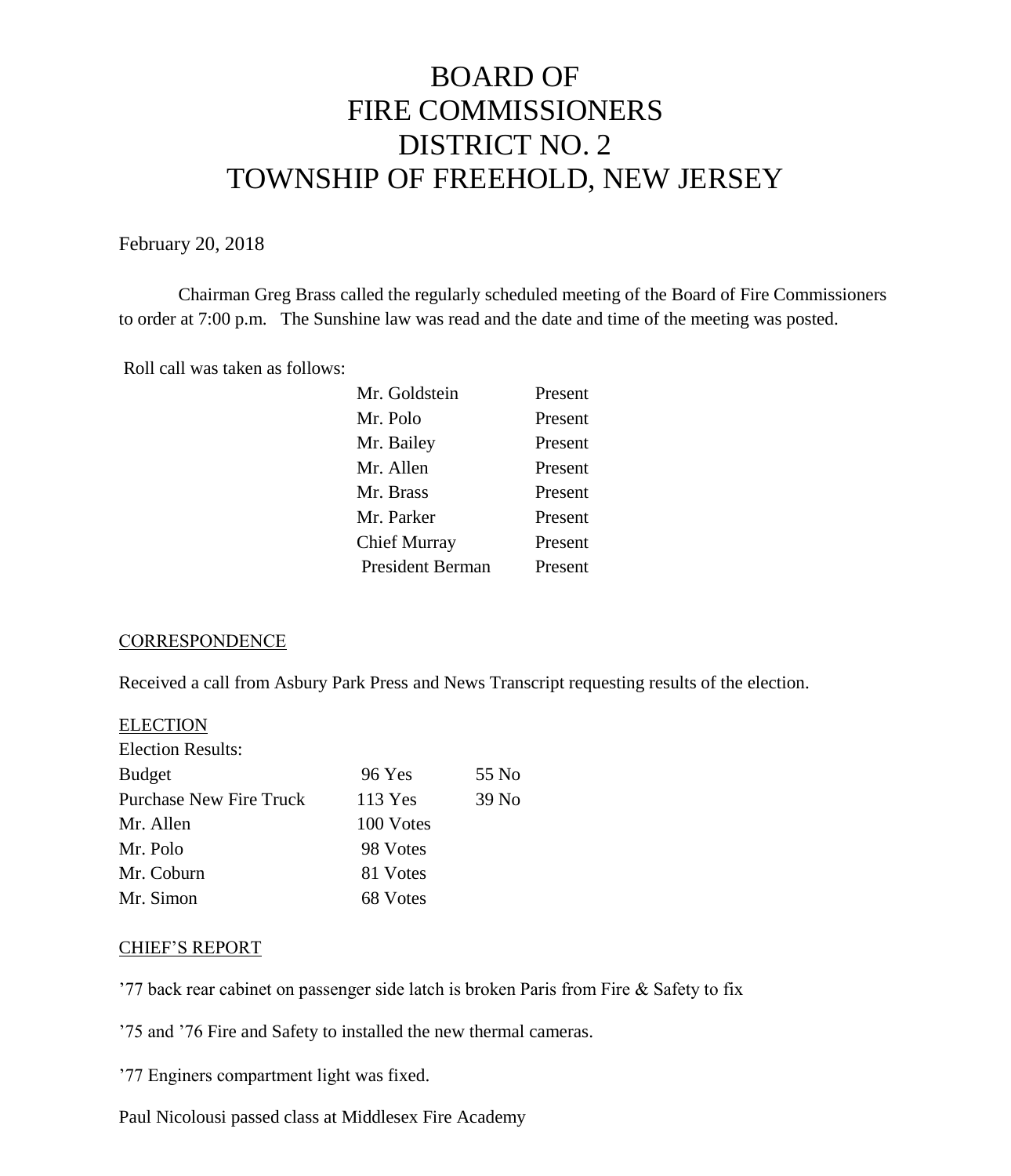# BOARD OF FIRE COMMISSIONERS DISTRICT NO. 2 TOWNSHIP OF FREEHOLD, NEW JERSEY

February 20, 2018

Chairman Greg Brass called the regularly scheduled meeting of the Board of Fire Commissioners to order at 7:00 p.m. The Sunshine law was read and the date and time of the meeting was posted.

Roll call was taken as follows:

| | |
|---|---|
| Mr. Goldstein | Present |
| Mr. Polo | Present |
| Mr. Bailey | Present |
| Mr. Allen | Present |
| Mr. Brass | Present |
| Mr. Parker | Present |
| Chief Murray | Present |
| President Berman | Present |

## CORRESPONDENCE

Received a call from Asbury Park Press and News Transcript requesting results of the election.

## ELECTION

Election Results:

| | | |
|---|---|---|
| Budget | 96 Yes | 55 No |
| Purchase New Fire Truck | 113 Yes | 39 No |
| Mr. Allen | 100 Votes | |
| Mr. Polo | 98 Votes | |
| Mr. Coburn | 81 Votes | |
| Mr. Simon | 68 Votes | |

## CHIEF'S REPORT

'77 back rear cabinet on passenger side latch is broken Paris from Fire & Safety to fix

'75 and '76 Fire and Safety to installed the new thermal cameras.

'77 Enginers compartment light was fixed.

Paul Nicolousi passed class at Middlesex Fire Academy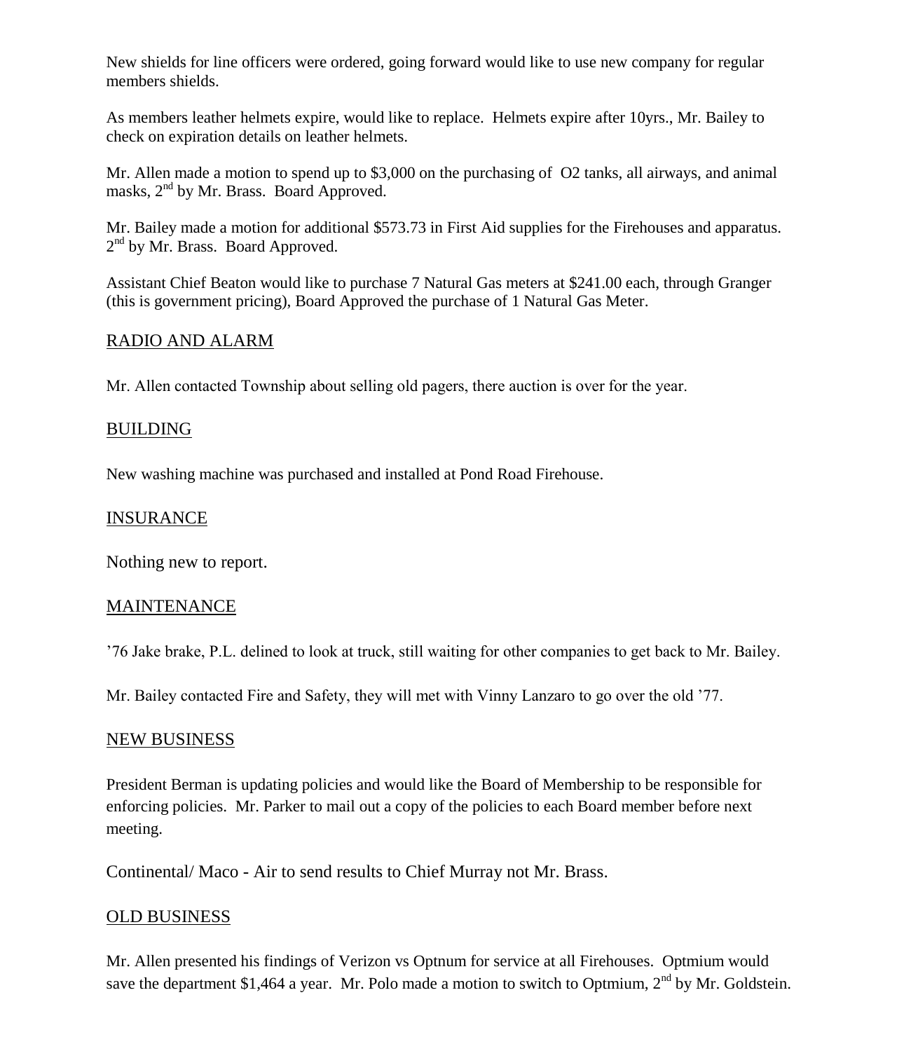New shields for line officers were ordered, going forward would like to use new company for regular members shields.

As members leather helmets expire, would like to replace. Helmets expire after 10yrs., Mr. Bailey to check on expiration details on leather helmets.

Mr. Allen made a motion to spend up to $3,000 on the purchasing of O2 tanks, all airways, and animal masks, 2nd by Mr. Brass. Board Approved.

Mr. Bailey made a motion for additional $573.73 in First Aid supplies for the Firehouses and apparatus. 2nd by Mr. Brass. Board Approved.

Assistant Chief Beaton would like to purchase 7 Natural Gas meters at $241.00 each, through Granger (this is government pricing), Board Approved the purchase of 1 Natural Gas Meter.

## RADIO AND ALARM

Mr. Allen contacted Township about selling old pagers, there auction is over for the year.

## BUILDING

New washing machine was purchased and installed at Pond Road Firehouse.

## INSURANCE

Nothing new to report.

## MAINTENANCE

'76 Jake brake, P.L. delined to look at truck, still waiting for other companies to get back to Mr. Bailey.

Mr. Bailey contacted Fire and Safety, they will met with Vinny Lanzaro to go over the old '77.

## NEW BUSINESS

President Berman is updating policies and would like the Board of Membership to be responsible for enforcing policies. Mr. Parker to mail out a copy of the policies to each Board member before next meeting.

Continental/ Maco - Air to send results to Chief Murray not Mr. Brass.

## OLD BUSINESS

Mr. Allen presented his findings of Verizon vs Optnum for service at all Firehouses. Optmium would save the department $1,464 a year. Mr. Polo made a motion to switch to Optmium, 2nd by Mr. Goldstein.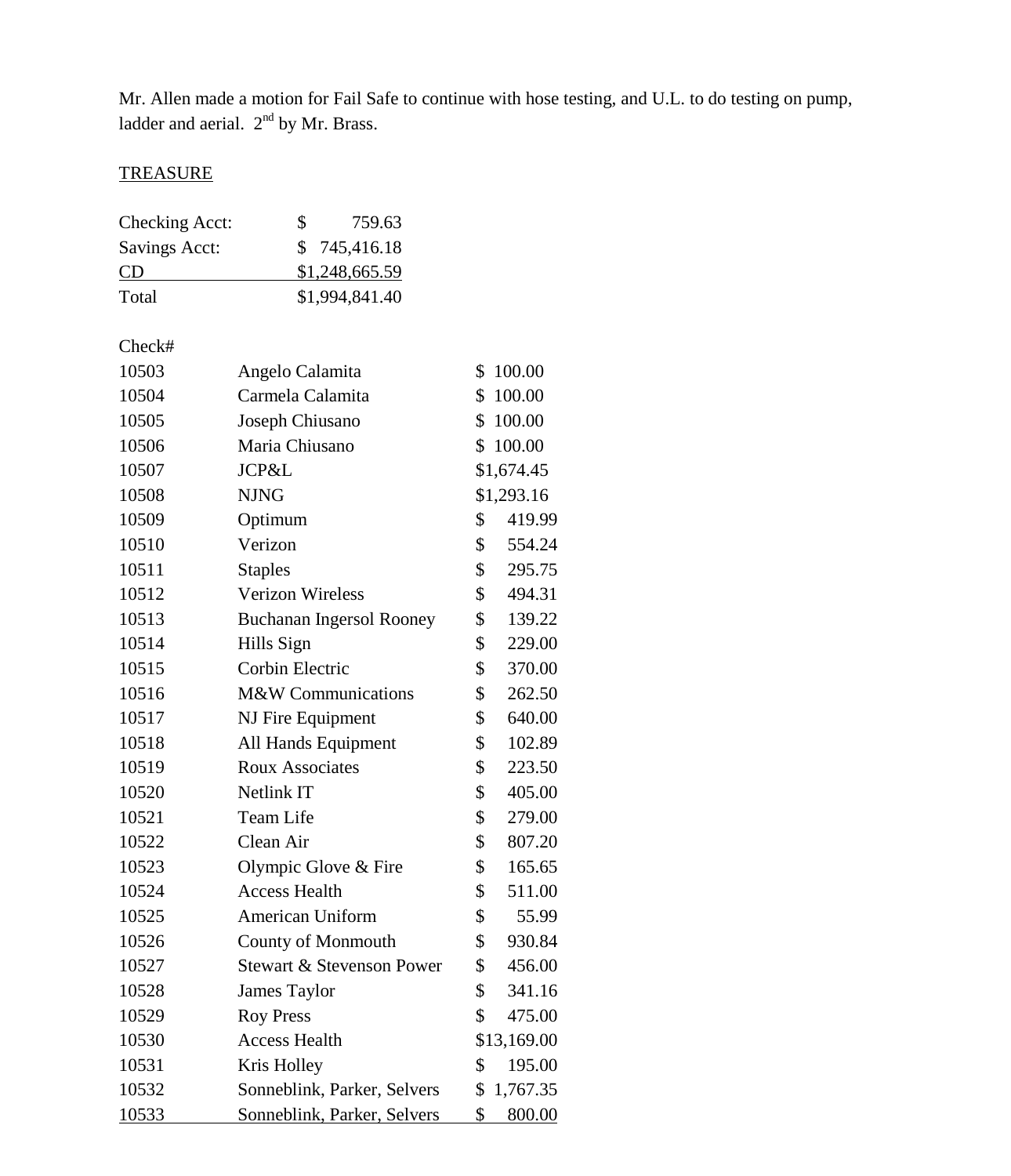Mr. Allen made a motion for Fail Safe to continue with hose testing, and U.L. to do testing on pump, ladder and aerial. 2nd by Mr. Brass.

TREASURE

| | |
|---|---|
| Checking Acct: | $ 759.63 |
| Savings Acct: | $ 745,416.18 |
| CD | $1,248,665.59 |
| Total | $1,994,841.40 |

| Check# | | |
|---|---|---|
| 10503 | Angelo Calamita | $ 100.00 |
| 10504 | Carmela Calamita | $ 100.00 |
| 10505 | Joseph Chiusano | $ 100.00 |
| 10506 | Maria Chiusano | $ 100.00 |
| 10507 | JCP&L | $1,674.45 |
| 10508 | NJNG | $1,293.16 |
| 10509 | Optimum | $ 419.99 |
| 10510 | Verizon | $ 554.24 |
| 10511 | Staples | $ 295.75 |
| 10512 | Verizon Wireless | $ 494.31 |
| 10513 | Buchanan Ingersol Rooney | $ 139.22 |
| 10514 | Hills Sign | $ 229.00 |
| 10515 | Corbin Electric | $ 370.00 |
| 10516 | M&W Communications | $ 262.50 |
| 10517 | NJ Fire Equipment | $ 640.00 |
| 10518 | All Hands Equipment | $ 102.89 |
| 10519 | Roux Associates | $ 223.50 |
| 10520 | Netlink IT | $ 405.00 |
| 10521 | Team Life | $ 279.00 |
| 10522 | Clean Air | $ 807.20 |
| 10523 | Olympic Glove & Fire | $ 165.65 |
| 10524 | Access Health | $ 511.00 |
| 10525 | American Uniform | $ 55.99 |
| 10526 | County of Monmouth | $ 930.84 |
| 10527 | Stewart & Stevenson Power | $ 456.00 |
| 10528 | James Taylor | $ 341.16 |
| 10529 | Roy Press | $ 475.00 |
| 10530 | Access Health | $13,169.00 |
| 10531 | Kris Holley | $ 195.00 |
| 10532 | Sonneblink, Parker, Selvers | $ 1,767.35 |
| 10533 | Sonneblink, Parker, Selvers | $ 800.00 |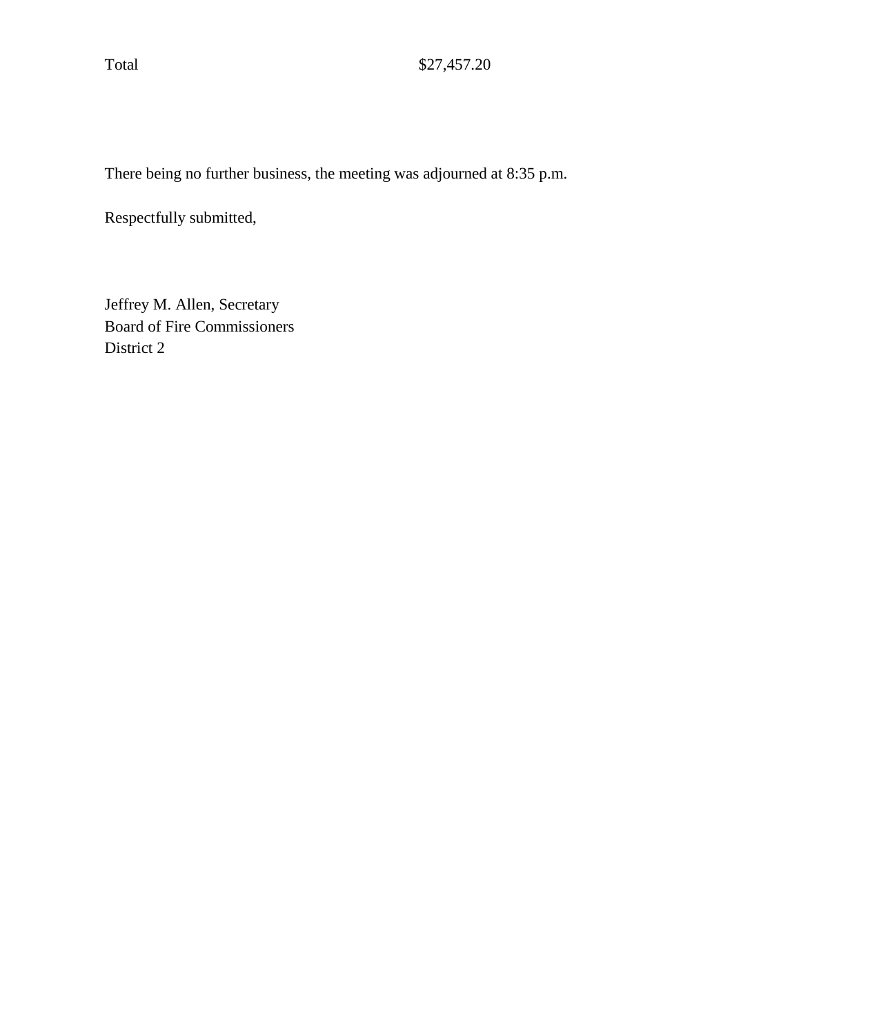| | |
|---|---|
| Total | $27,457.20 |

There being no further business, the meeting was adjourned at 8:35 p.m.

Respectfully submitted,

Jeffrey M. Allen, Secretary
Board of Fire Commissioners
District 2